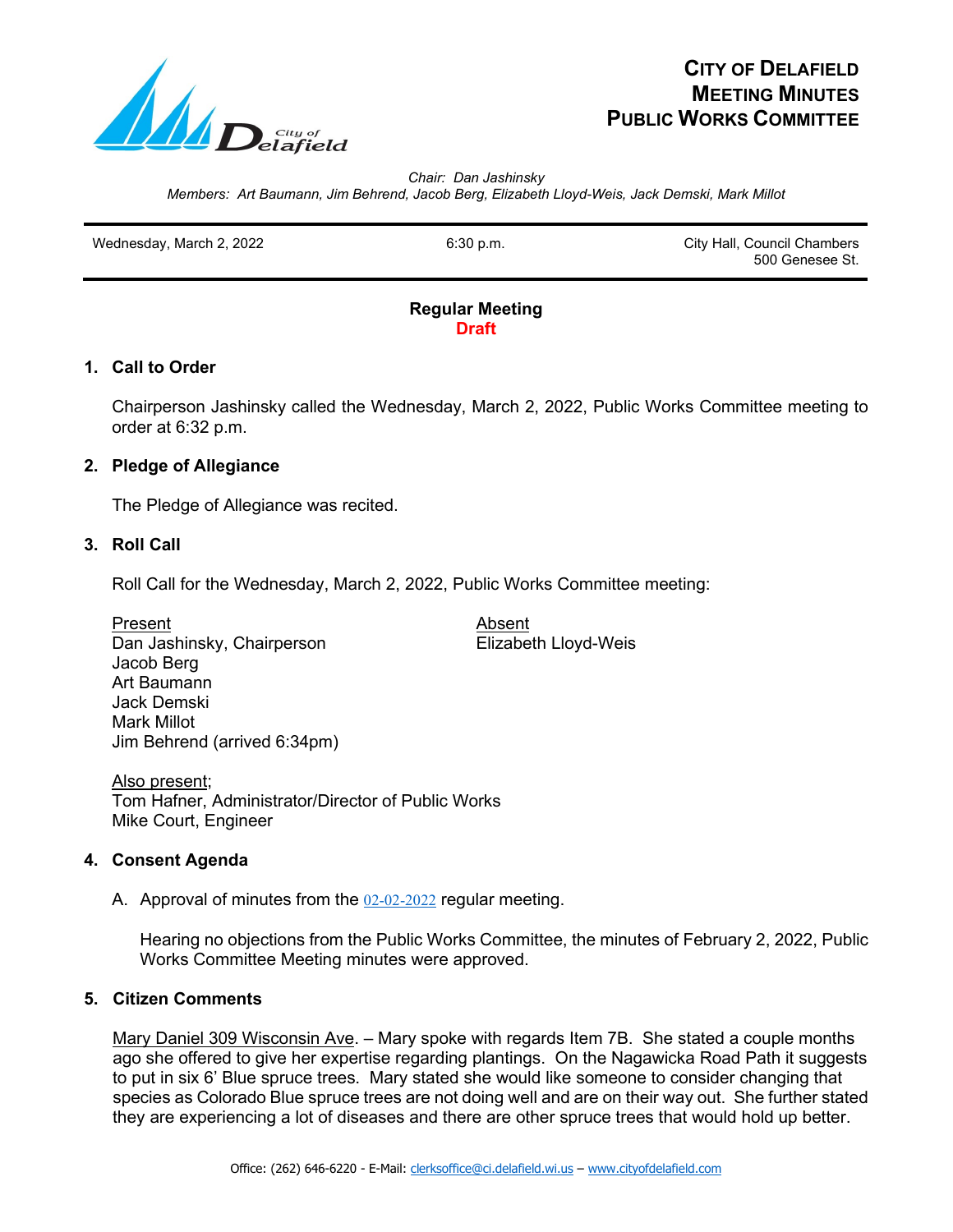# CITY OF DELAFIELD
## MEETING MINUTES
## PUBLIC WORKS COMMITTEE

*Chair: Dan Jashinsky*
*Members: Art Baumann, Jim Behrend, Jacob Berg, Elizabeth Lloyd-Weis, Jack Demski, Mark Millot*

| Wednesday, March 2, 2022 | 6:30 p.m. | City Hall, Council Chambers 500 Genesee St. |
|---|---|---|

**Regular Meeting**
**Draft**

### 1. Call to Order

Chairperson Jashinsky called the Wednesday, March 2, 2022, Public Works Committee meeting to order at 6:32 p.m.

### 2. Pledge of Allegiance

The Pledge of Allegiance was recited.

### 3. Roll Call

Roll Call for the Wednesday, March 2, 2022, Public Works Committee meeting:

| Present | Absent |
|---|---|
| Dan Jashinsky, Chairperson | Elizabeth Lloyd-Weis |
| Jacob Berg | |
| Art Baumann | |
| Jack Demski | |
| Mark Millot | |
| Jim Behrend (arrived 6:34pm) | |

Also present;
Tom Hafner, Administrator/Director of Public Works
Mike Court, Engineer

### 4. Consent Agenda

A. Approval of minutes from the 02-02-2022 regular meeting.

Hearing no objections from the Public Works Committee, the minutes of February 2, 2022, Public Works Committee Meeting minutes were approved.

### 5. Citizen Comments

Mary Daniel 309 Wisconsin Ave. – Mary spoke with regards Item 7B. She stated a couple months ago she offered to give her expertise regarding plantings. On the Nagawicka Road Path it suggests to put in six 6' Blue spruce trees. Mary stated she would like someone to consider changing that species as Colorado Blue spruce trees are not doing well and are on their way out. She further stated they are experiencing a lot of diseases and there are other spruce trees that would hold up better.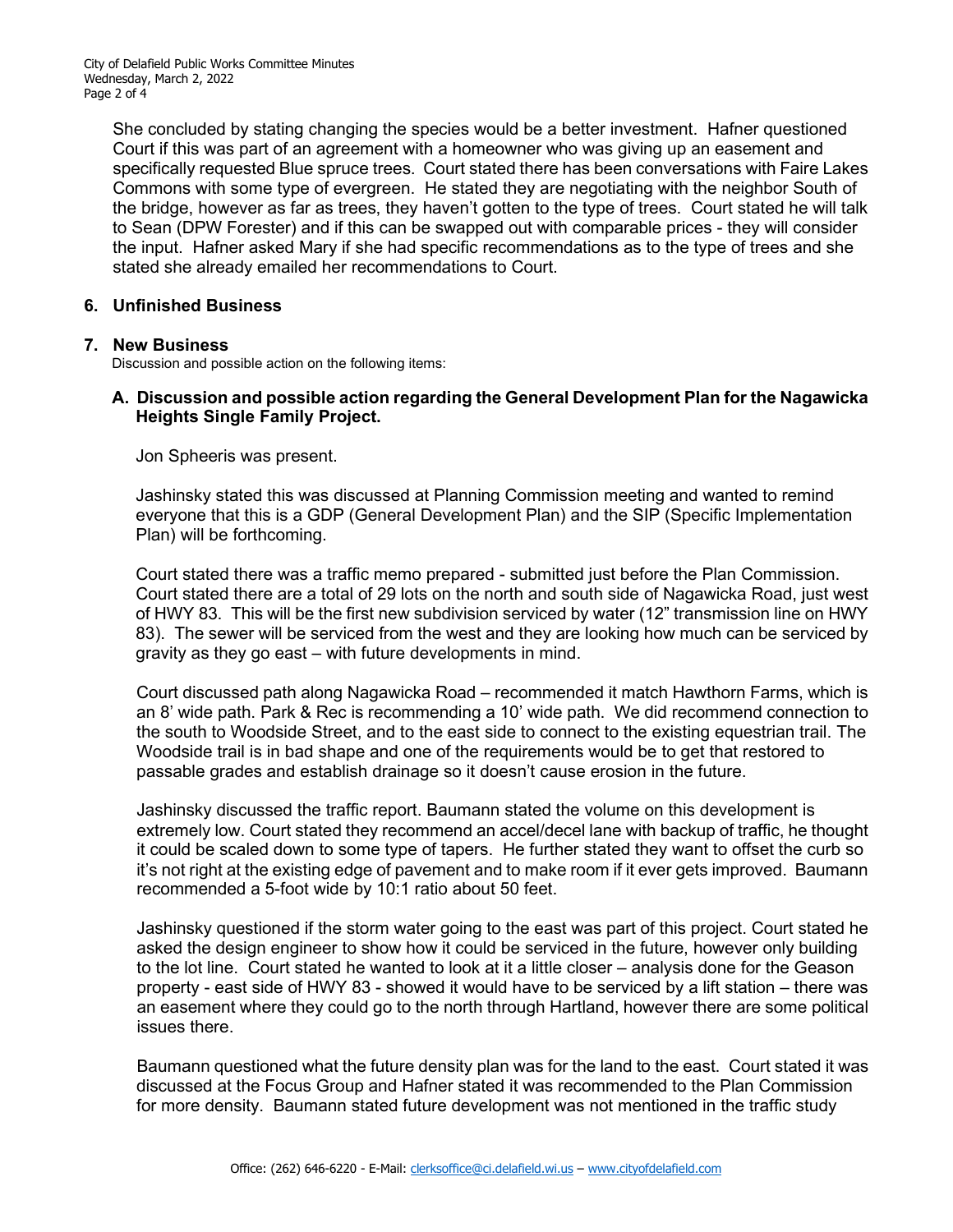She concluded by stating changing the species would be a better investment. Hafner questioned Court if this was part of an agreement with a homeowner who was giving up an easement and specifically requested Blue spruce trees. Court stated there has been conversations with Faire Lakes Commons with some type of evergreen. He stated they are negotiating with the neighbor South of the bridge, however as far as trees, they haven't gotten to the type of trees. Court stated he will talk to Sean (DPW Forester) and if this can be swapped out with comparable prices - they will consider the input. Hafner asked Mary if she had specific recommendations as to the type of trees and she stated she already emailed her recommendations to Court.

## 6. Unfinished Business

## 7. New Business

Discussion and possible action on the following items:

### A. Discussion and possible action regarding the General Development Plan for the Nagawicka Heights Single Family Project.

Jon Spheeris was present.

Jashinsky stated this was discussed at Planning Commission meeting and wanted to remind everyone that this is a GDP (General Development Plan) and the SIP (Specific Implementation Plan) will be forthcoming.

Court stated there was a traffic memo prepared - submitted just before the Plan Commission. Court stated there are a total of 29 lots on the north and south side of Nagawicka Road, just west of HWY 83. This will be the first new subdivision serviced by water (12" transmission line on HWY 83). The sewer will be serviced from the west and they are looking how much can be serviced by gravity as they go east – with future developments in mind.

Court discussed path along Nagawicka Road – recommended it match Hawthorn Farms, which is an 8' wide path. Park & Rec is recommending a 10' wide path. We did recommend connection to the south to Woodside Street, and to the east side to connect to the existing equestrian trail. The Woodside trail is in bad shape and one of the requirements would be to get that restored to passable grades and establish drainage so it doesn't cause erosion in the future.

Jashinsky discussed the traffic report. Baumann stated the volume on this development is extremely low. Court stated they recommend an accel/decel lane with backup of traffic, he thought it could be scaled down to some type of tapers. He further stated they want to offset the curb so it's not right at the existing edge of pavement and to make room if it ever gets improved. Baumann recommended a 5-foot wide by 10:1 ratio about 50 feet.

Jashinsky questioned if the storm water going to the east was part of this project. Court stated he asked the design engineer to show how it could be serviced in the future, however only building to the lot line. Court stated he wanted to look at it a little closer – analysis done for the Geason property - east side of HWY 83 - showed it would have to be serviced by a lift station – there was an easement where they could go to the north through Hartland, however there are some political issues there.

Baumann questioned what the future density plan was for the land to the east. Court stated it was discussed at the Focus Group and Hafner stated it was recommended to the Plan Commission for more density. Baumann stated future development was not mentioned in the traffic study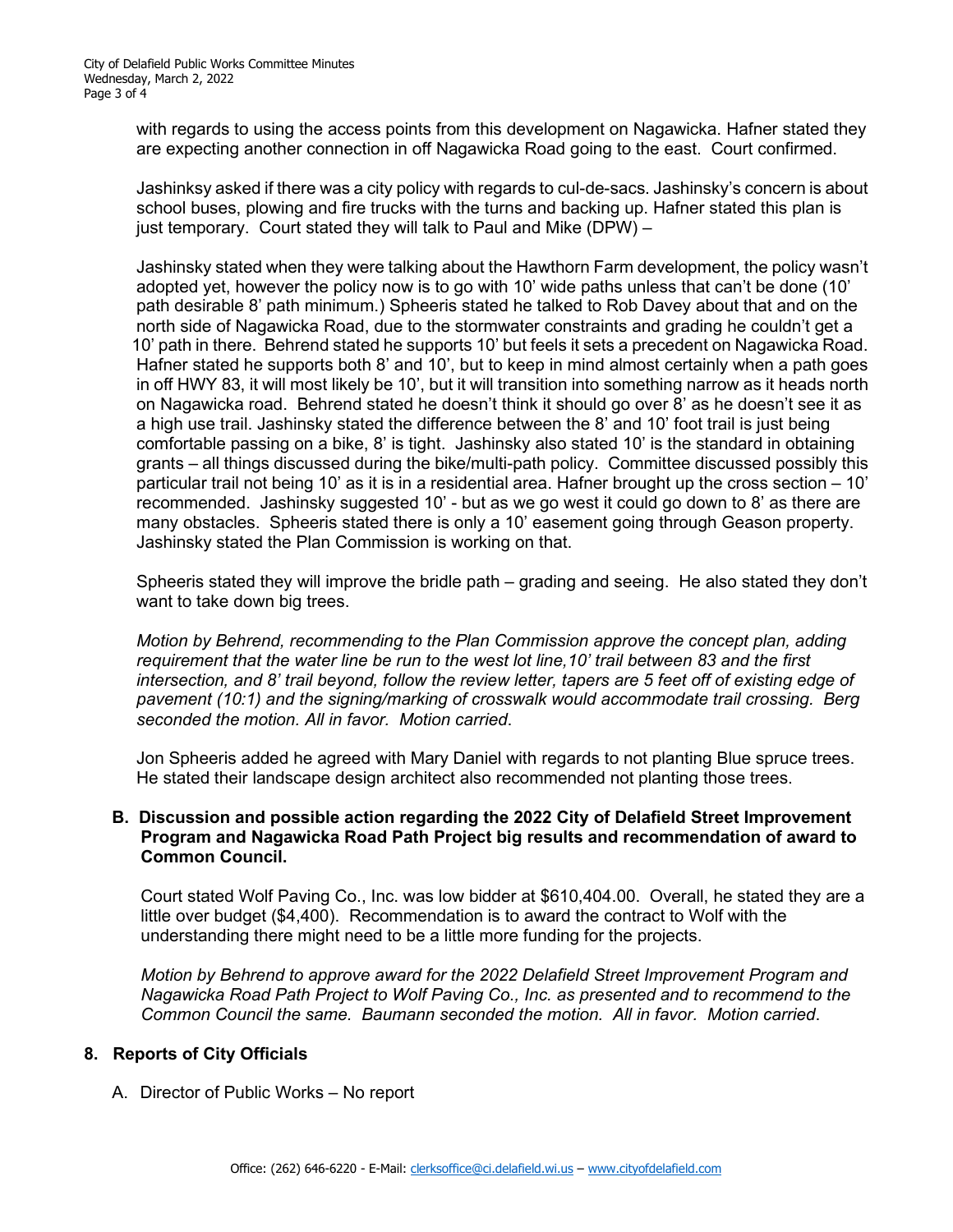with regards to using the access points from this development on Nagawicka. Hafner stated they are expecting another connection in off Nagawicka Road going to the east. Court confirmed.

Jashinksy asked if there was a city policy with regards to cul-de-sacs. Jashinsky's concern is about school buses, plowing and fire trucks with the turns and backing up. Hafner stated this plan is just temporary. Court stated they will talk to Paul and Mike (DPW) –

Jashinsky stated when they were talking about the Hawthorn Farm development, the policy wasn't adopted yet, however the policy now is to go with 10' wide paths unless that can't be done (10' path desirable 8' path minimum.) Spheeris stated he talked to Rob Davey about that and on the north side of Nagawicka Road, due to the stormwater constraints and grading he couldn't get a 10' path in there. Behrend stated he supports 10' but feels it sets a precedent on Nagawicka Road. Hafner stated he supports both 8' and 10', but to keep in mind almost certainly when a path goes in off HWY 83, it will most likely be 10', but it will transition into something narrow as it heads north on Nagawicka road. Behrend stated he doesn't think it should go over 8' as he doesn't see it as a high use trail. Jashinsky stated the difference between the 8' and 10' foot trail is just being comfortable passing on a bike, 8' is tight. Jashinsky also stated 10' is the standard in obtaining grants – all things discussed during the bike/multi-path policy. Committee discussed possibly this particular trail not being 10' as it is in a residential area. Hafner brought up the cross section – 10' recommended. Jashinsky suggested 10' - but as we go west it could go down to 8' as there are many obstacles. Spheeris stated there is only a 10' easement going through Geason property. Jashinsky stated the Plan Commission is working on that.

Spheeris stated they will improve the bridle path – grading and seeing. He also stated they don't want to take down big trees.

*Motion by Behrend, recommending to the Plan Commission approve the concept plan, adding requirement that the water line be run to the west lot line,10' trail between 83 and the first intersection, and 8' trail beyond, follow the review letter, tapers are 5 feet off of existing edge of pavement (10:1) and the signing/marking of crosswalk would accommodate trail crossing. Berg seconded the motion. All in favor. Motion carried*.

Jon Spheeris added he agreed with Mary Daniel with regards to not planting Blue spruce trees. He stated their landscape design architect also recommended not planting those trees.

**B. Discussion and possible action regarding the 2022 City of Delafield Street Improvement Program and Nagawicka Road Path Project big results and recommendation of award to Common Council.**

Court stated Wolf Paving Co., Inc. was low bidder at $610,404.00. Overall, he stated they are a little over budget ($4,400). Recommendation is to award the contract to Wolf with the understanding there might need to be a little more funding for the projects.

*Motion by Behrend to approve award for the 2022 Delafield Street Improvement Program and Nagawicka Road Path Project to Wolf Paving Co., Inc. as presented and to recommend to the Common Council the same. Baumann seconded the motion. All in favor. Motion carried*.

## 8. Reports of City Officials

A. Director of Public Works – No report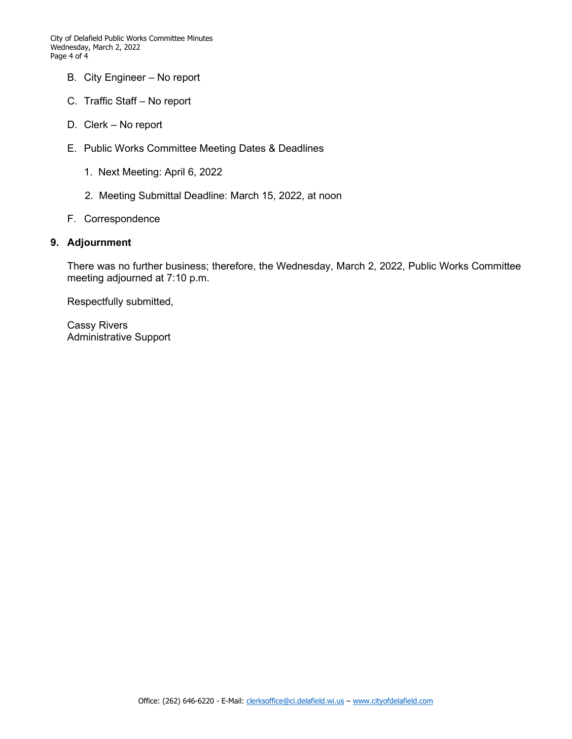B. City Engineer – No report

C. Traffic Staff – No report

D. Clerk – No report

E. Public Works Committee Meeting Dates & Deadlines

1. Next Meeting: April 6, 2022

2. Meeting Submittal Deadline: March 15, 2022, at noon

F. Correspondence

## 9. Adjournment

There was no further business; therefore, the Wednesday, March 2, 2022, Public Works Committee meeting adjourned at 7:10 p.m.

Respectfully submitted,

Cassy Rivers
Administrative Support